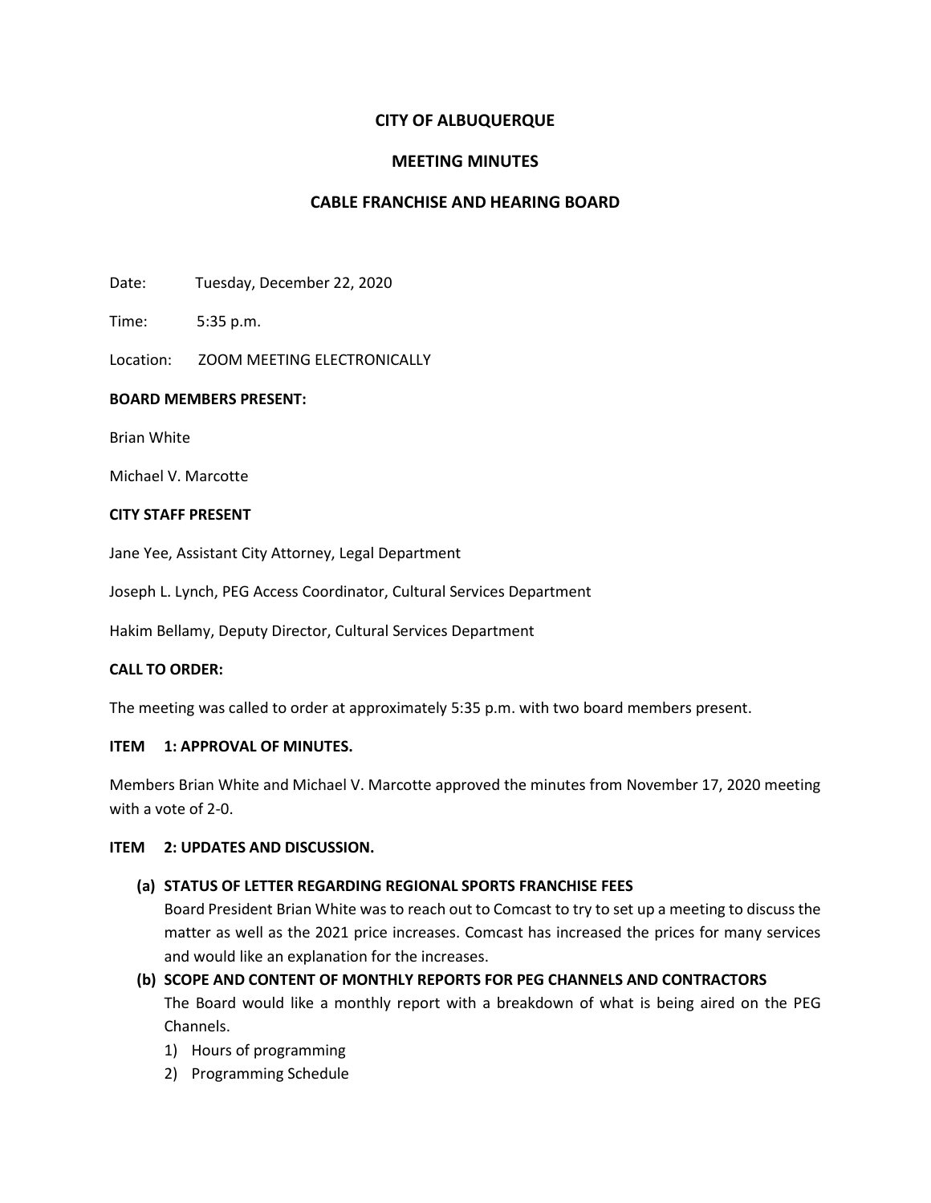# CITY OF ALBUQUERQUE

## MEETING MINUTES

## CABLE FRANCHISE AND HEARING BOARD

Date: Tuesday, December 22, 2020

Time: 5:35 p.m.

Location: ZOOM MEETING ELECTRONICALLY

**BOARD MEMBERS PRESENT:**

Brian White

Michael V. Marcotte

**CITY STAFF PRESENT**

Jane Yee, Assistant City Attorney, Legal Department

Joseph L. Lynch, PEG Access Coordinator, Cultural Services Department

Hakim Bellamy, Deputy Director, Cultural Services Department

**CALL TO ORDER:**

The meeting was called to order at approximately 5:35 p.m. with two board members present.

**ITEM 1: APPROVAL OF MINUTES.**

Members Brian White and Michael V. Marcotte approved the minutes from November 17, 2020 meeting with a vote of 2-0.

**ITEM 2: UPDATES AND DISCUSSION.**

**(a) STATUS OF LETTER REGARDING REGIONAL SPORTS FRANCHISE FEES**

Board President Brian White was to reach out to Comcast to try to set up a meeting to discuss the matter as well as the 2021 price increases. Comcast has increased the prices for many services and would like an explanation for the increases.

**(b) SCOPE AND CONTENT OF MONTHLY REPORTS FOR PEG CHANNELS AND CONTRACTORS**

The Board would like a monthly report with a breakdown of what is being aired on the PEG Channels.

1) Hours of programming
2) Programming Schedule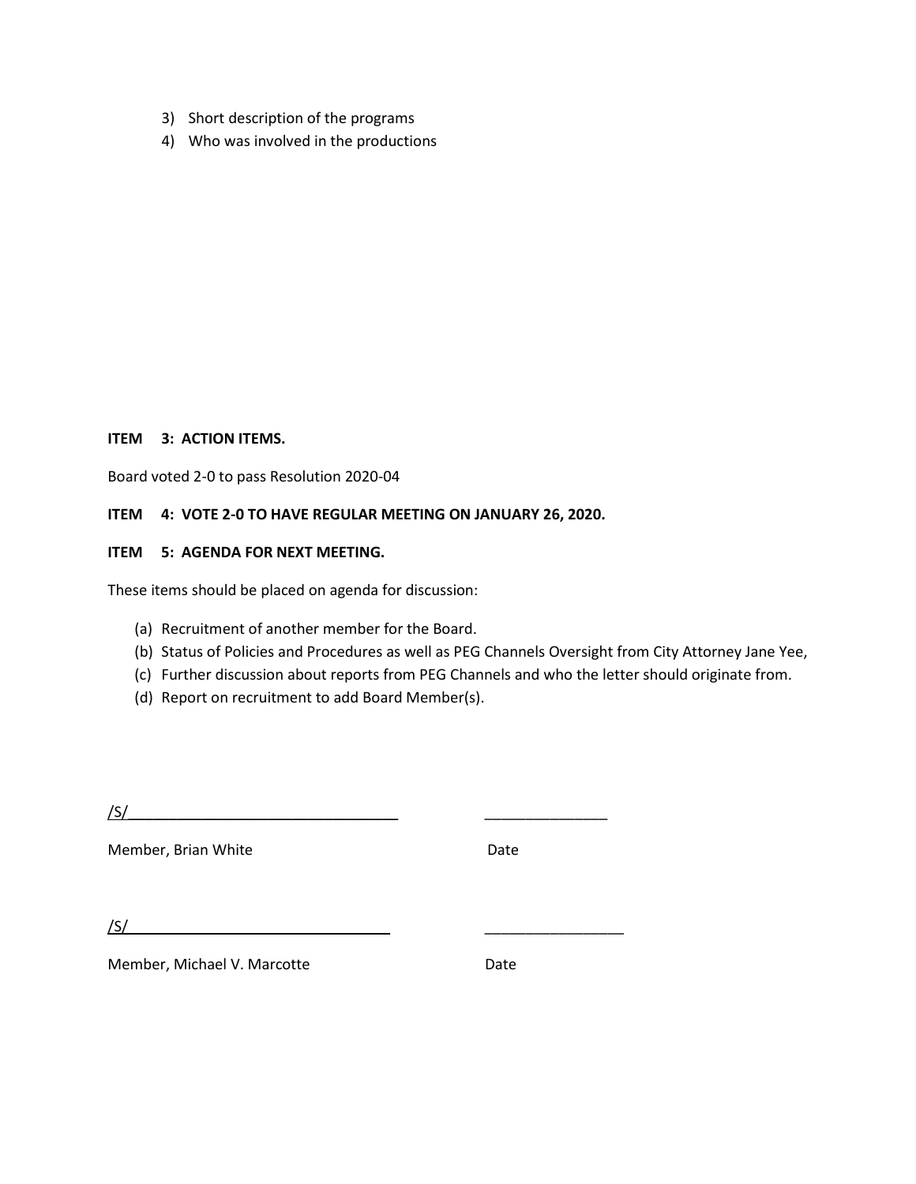3) Short description of the programs
4) Who was involved in the productions

**ITEM 3: ACTION ITEMS.**

Board voted 2-0 to pass Resolution 2020-04

**ITEM 4: VOTE 2-0 TO HAVE REGULAR MEETING ON JANUARY 26, 2020.**

**ITEM 5: AGENDA FOR NEXT MEETING.**

These items should be placed on agenda for discussion:

(a) Recruitment of another member for the Board.
(b) Status of Policies and Procedures as well as PEG Channels Oversight from City Attorney Jane Yee,
(c) Further discussion about reports from PEG Channels and who the letter should originate from.
(d) Report on recruitment to add Board Member(s).

/S/_________________________________ _______________

Member, Brian White Date

/S/_________________________________ _________________

Member, Michael V. Marcotte Date